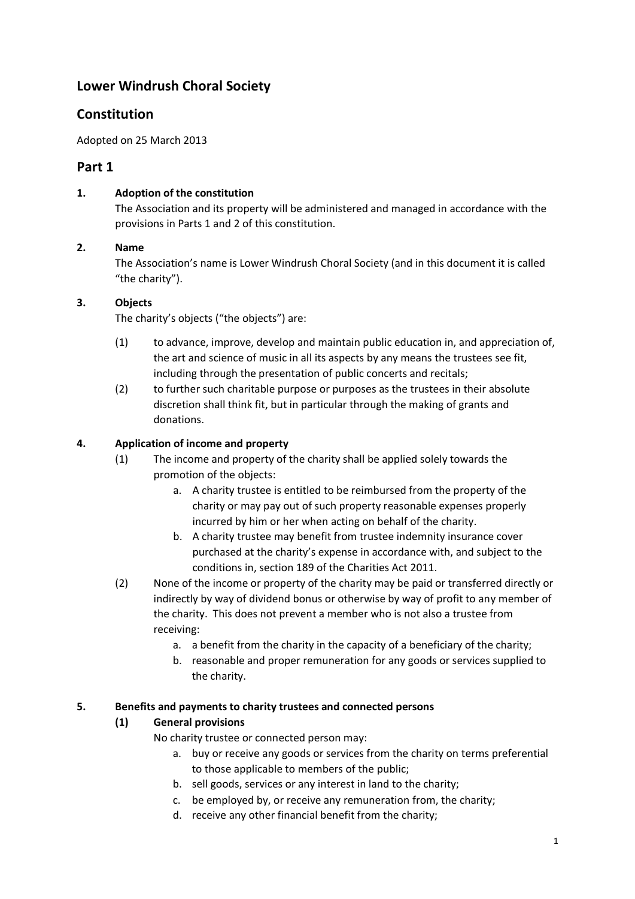# Lower Windrush Choral Society

# Constitution

Adopted on 25 March 2013

## Part 1

### 1. Adoption of the constitution

The Association and its property will be administered and managed in accordance with the provisions in Parts 1 and 2 of this constitution.

### 2. Name

The Association's name is Lower Windrush Choral Society (and in this document it is called "the charity").

### 3. Objects

The charity's objects ("the objects") are:

(1) to advance, improve, develop and maintain public education in, and appreciation of, the art and science of music in all its aspects by any means the trustees see fit, including through the presentation of public concerts and recitals;

(2) to further such charitable purpose or purposes as the trustees in their absolute discretion shall think fit, but in particular through the making of grants and donations.

### 4. Application of income and property

(1) The income and property of the charity shall be applied solely towards the promotion of the objects:

   a. A charity trustee is entitled to be reimbursed from the property of the charity or may pay out of such property reasonable expenses properly incurred by him or her when acting on behalf of the charity.
   b. A charity trustee may benefit from trustee indemnity insurance cover purchased at the charity's expense in accordance with, and subject to the conditions in, section 189 of the Charities Act 2011.

(2) None of the income or property of the charity may be paid or transferred directly or indirectly by way of dividend bonus or otherwise by way of profit to any member of the charity. This does not prevent a member who is not also a trustee from receiving:

   a. a benefit from the charity in the capacity of a beneficiary of the charity;
   b. reasonable and proper remuneration for any goods or services supplied to the charity.

### 5. Benefits and payments to charity trustees and connected persons

**(1) General provisions**

No charity trustee or connected person may:

   a. buy or receive any goods or services from the charity on terms preferential to those applicable to members of the public;
   b. sell goods, services or any interest in land to the charity;
   c. be employed by, or receive any remuneration from, the charity;
   d. receive any other financial benefit from the charity;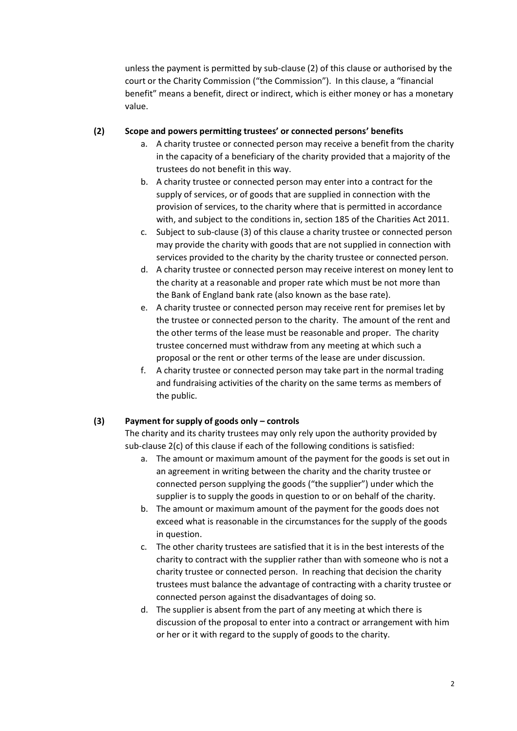unless the payment is permitted by sub-clause (2) of this clause or authorised by the court or the Charity Commission ("the Commission"). In this clause, a "financial benefit" means a benefit, direct or indirect, which is either money or has a monetary value.

**(2) Scope and powers permitting trustees' or connected persons' benefits**

a. A charity trustee or connected person may receive a benefit from the charity in the capacity of a beneficiary of the charity provided that a majority of the trustees do not benefit in this way.

b. A charity trustee or connected person may enter into a contract for the supply of services, or of goods that are supplied in connection with the provision of services, to the charity where that is permitted in accordance with, and subject to the conditions in, section 185 of the Charities Act 2011.

c. Subject to sub-clause (3) of this clause a charity trustee or connected person may provide the charity with goods that are not supplied in connection with services provided to the charity by the charity trustee or connected person.

d. A charity trustee or connected person may receive interest on money lent to the charity at a reasonable and proper rate which must be not more than the Bank of England bank rate (also known as the base rate).

e. A charity trustee or connected person may receive rent for premises let by the trustee or connected person to the charity. The amount of the rent and the other terms of the lease must be reasonable and proper. The charity trustee concerned must withdraw from any meeting at which such a proposal or the rent or other terms of the lease are under discussion.

f. A charity trustee or connected person may take part in the normal trading and fundraising activities of the charity on the same terms as members of the public.

**(3) Payment for supply of goods only – controls**

The charity and its charity trustees may only rely upon the authority provided by sub-clause 2(c) of this clause if each of the following conditions is satisfied:

a. The amount or maximum amount of the payment for the goods is set out in an agreement in writing between the charity and the charity trustee or connected person supplying the goods ("the supplier") under which the supplier is to supply the goods in question to or on behalf of the charity.

b. The amount or maximum amount of the payment for the goods does not exceed what is reasonable in the circumstances for the supply of the goods in question.

c. The other charity trustees are satisfied that it is in the best interests of the charity to contract with the supplier rather than with someone who is not a charity trustee or connected person. In reaching that decision the charity trustees must balance the advantage of contracting with a charity trustee or connected person against the disadvantages of doing so.

d. The supplier is absent from the part of any meeting at which there is discussion of the proposal to enter into a contract or arrangement with him or her or it with regard to the supply of goods to the charity.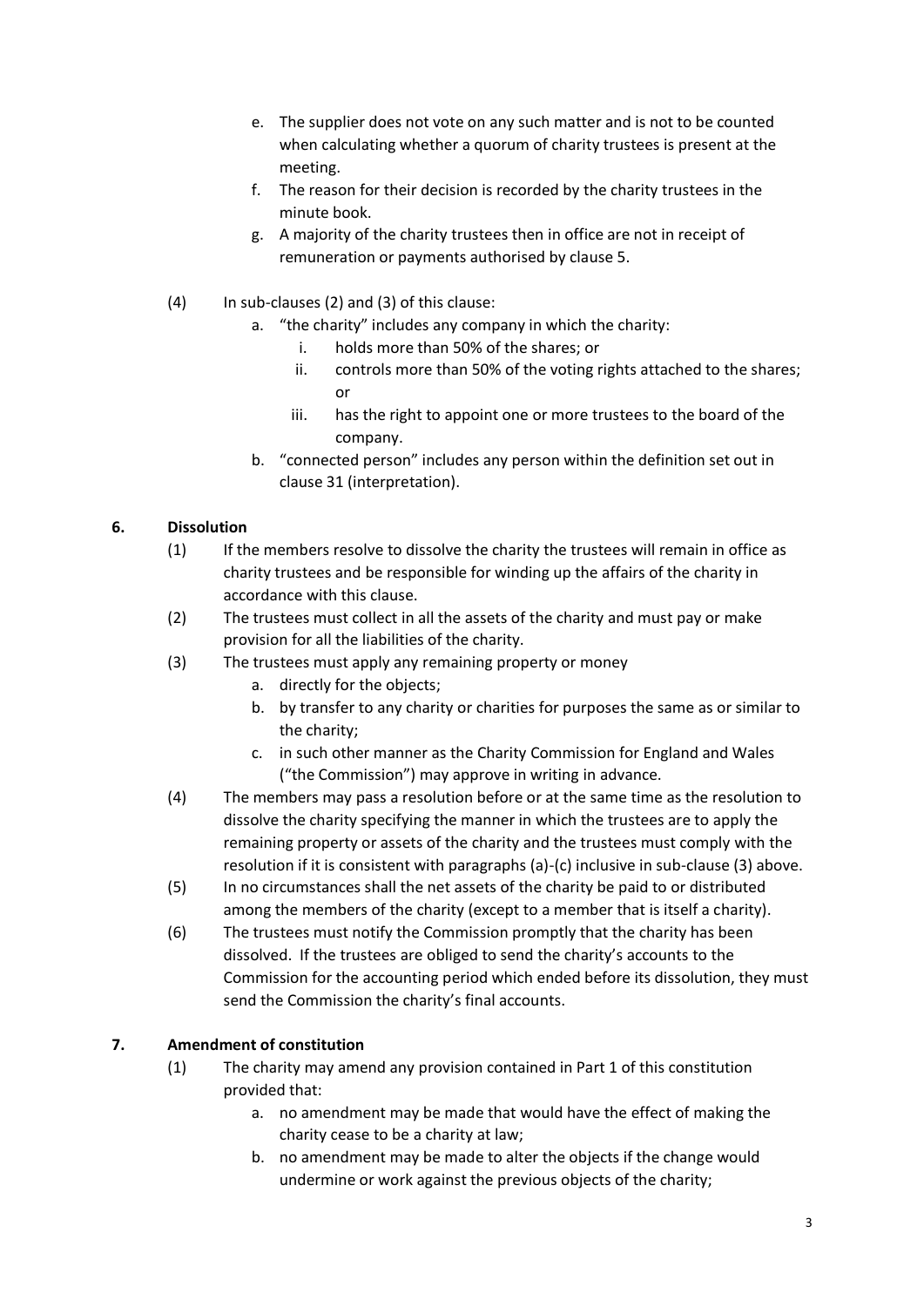e. The supplier does not vote on any such matter and is not to be counted when calculating whether a quorum of charity trustees is present at the meeting.
f. The reason for their decision is recorded by the charity trustees in the minute book.
g. A majority of the charity trustees then in office are not in receipt of remuneration or payments authorised by clause 5.

(4) In sub-clauses (2) and (3) of this clause:
  a. "the charity" includes any company in which the charity:
    i. holds more than 50% of the shares; or
    ii. controls more than 50% of the voting rights attached to the shares; or
    iii. has the right to appoint one or more trustees to the board of the company.
  b. "connected person" includes any person within the definition set out in clause 31 (interpretation).

## 6. Dissolution

(1) If the members resolve to dissolve the charity the trustees will remain in office as charity trustees and be responsible for winding up the affairs of the charity in accordance with this clause.

(2) The trustees must collect in all the assets of the charity and must pay or make provision for all the liabilities of the charity.

(3) The trustees must apply any remaining property or money
  a. directly for the objects;
  b. by transfer to any charity or charities for purposes the same as or similar to the charity;
  c. in such other manner as the Charity Commission for England and Wales ("the Commission") may approve in writing in advance.

(4) The members may pass a resolution before or at the same time as the resolution to dissolve the charity specifying the manner in which the trustees are to apply the remaining property or assets of the charity and the trustees must comply with the resolution if it is consistent with paragraphs (a)-(c) inclusive in sub-clause (3) above.

(5) In no circumstances shall the net assets of the charity be paid to or distributed among the members of the charity (except to a member that is itself a charity).

(6) The trustees must notify the Commission promptly that the charity has been dissolved. If the trustees are obliged to send the charity's accounts to the Commission for the accounting period which ended before its dissolution, they must send the Commission the charity's final accounts.

## 7. Amendment of constitution

(1) The charity may amend any provision contained in Part 1 of this constitution provided that:
  a. no amendment may be made that would have the effect of making the charity cease to be a charity at law;
  b. no amendment may be made to alter the objects if the change would undermine or work against the previous objects of the charity;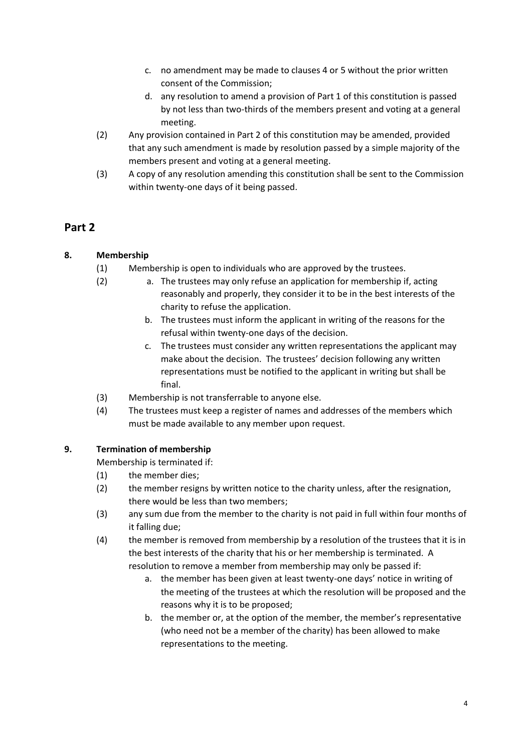c. no amendment may be made to clauses 4 or 5 without the prior written consent of the Commission;

d. any resolution to amend a provision of Part 1 of this constitution is passed by not less than two-thirds of the members present and voting at a general meeting.

(2) Any provision contained in Part 2 of this constitution may be amended, provided that any such amendment is made by resolution passed by a simple majority of the members present and voting at a general meeting.

(3) A copy of any resolution amending this constitution shall be sent to the Commission within twenty-one days of it being passed.

## Part 2

### 8. Membership

(1) Membership is open to individuals who are approved by the trustees.

(2)
a. The trustees may only refuse an application for membership if, acting reasonably and properly, they consider it to be in the best interests of the charity to refuse the application.

b. The trustees must inform the applicant in writing of the reasons for the refusal within twenty-one days of the decision.

c. The trustees must consider any written representations the applicant may make about the decision. The trustees' decision following any written representations must be notified to the applicant in writing but shall be final.

(3) Membership is not transferrable to anyone else.

(4) The trustees must keep a register of names and addresses of the members which must be made available to any member upon request.

### 9. Termination of membership

Membership is terminated if:

(1) the member dies;

(2) the member resigns by written notice to the charity unless, after the resignation, there would be less than two members;

(3) any sum due from the member to the charity is not paid in full within four months of it falling due;

(4) the member is removed from membership by a resolution of the trustees that it is in the best interests of the charity that his or her membership is terminated. A resolution to remove a member from membership may only be passed if:

a. the member has been given at least twenty-one days' notice in writing of the meeting of the trustees at which the resolution will be proposed and the reasons why it is to be proposed;

b. the member or, at the option of the member, the member's representative (who need not be a member of the charity) has been allowed to make representations to the meeting.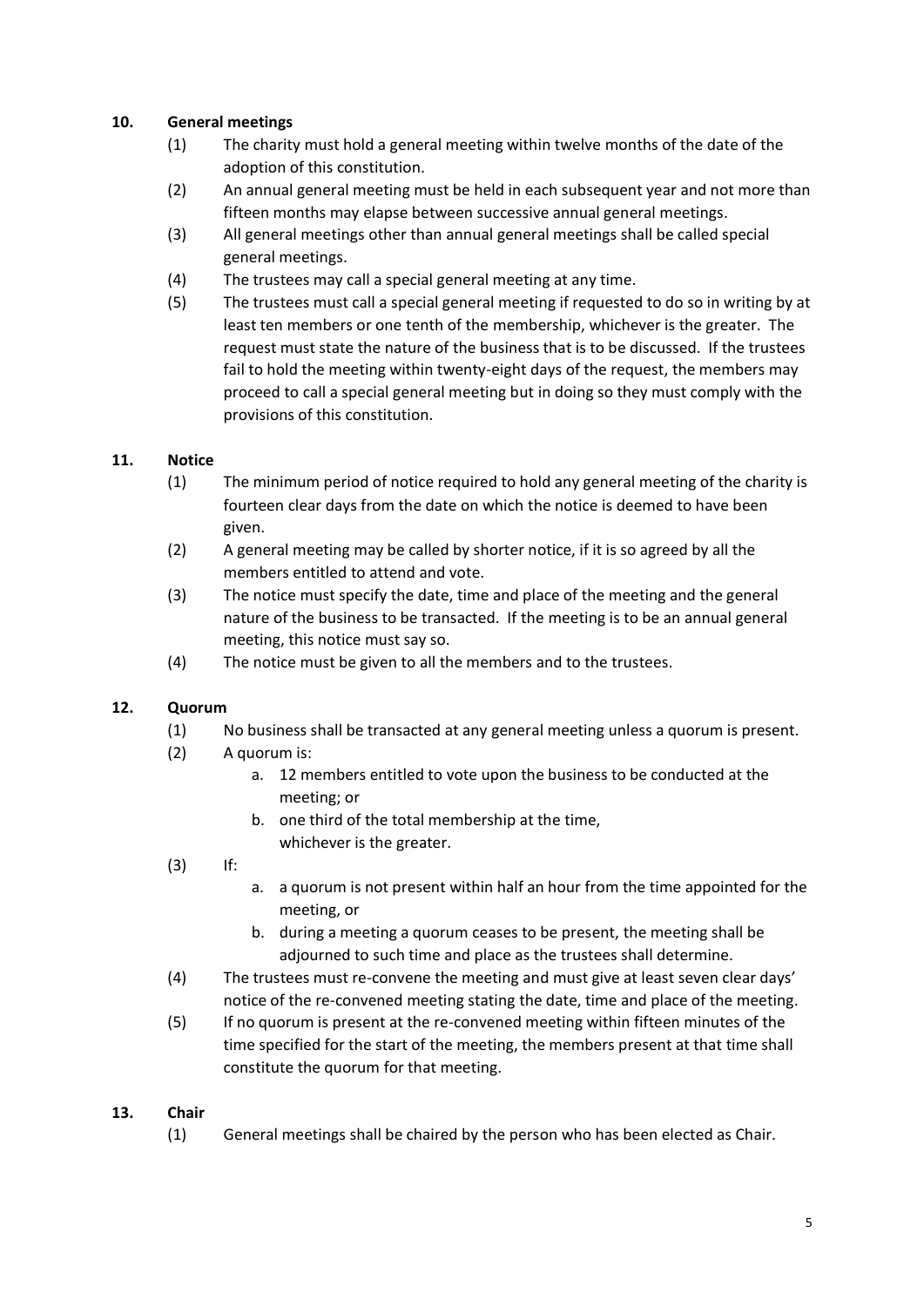## 10. General meetings

(1) The charity must hold a general meeting within twelve months of the date of the adoption of this constitution.

(2) An annual general meeting must be held in each subsequent year and not more than fifteen months may elapse between successive annual general meetings.

(3) All general meetings other than annual general meetings shall be called special general meetings.

(4) The trustees may call a special general meeting at any time.

(5) The trustees must call a special general meeting if requested to do so in writing by at least ten members or one tenth of the membership, whichever is the greater. The request must state the nature of the business that is to be discussed. If the trustees fail to hold the meeting within twenty-eight days of the request, the members may proceed to call a special general meeting but in doing so they must comply with the provisions of this constitution.

## 11. Notice

(1) The minimum period of notice required to hold any general meeting of the charity is fourteen clear days from the date on which the notice is deemed to have been given.

(2) A general meeting may be called by shorter notice, if it is so agreed by all the members entitled to attend and vote.

(3) The notice must specify the date, time and place of the meeting and the general nature of the business to be transacted. If the meeting is to be an annual general meeting, this notice must say so.

(4) The notice must be given to all the members and to the trustees.

## 12. Quorum

(1) No business shall be transacted at any general meeting unless a quorum is present.

(2) A quorum is:

   a. 12 members entitled to vote upon the business to be conducted at the meeting; or

   b. one third of the total membership at the time,
   whichever is the greater.

(3) If:

   a. a quorum is not present within half an hour from the time appointed for the meeting, or

   b. during a meeting a quorum ceases to be present, the meeting shall be adjourned to such time and place as the trustees shall determine.

(4) The trustees must re-convene the meeting and must give at least seven clear days' notice of the re-convened meeting stating the date, time and place of the meeting.

(5) If no quorum is present at the re-convened meeting within fifteen minutes of the time specified for the start of the meeting, the members present at that time shall constitute the quorum for that meeting.

## 13. Chair

(1) General meetings shall be chaired by the person who has been elected as Chair.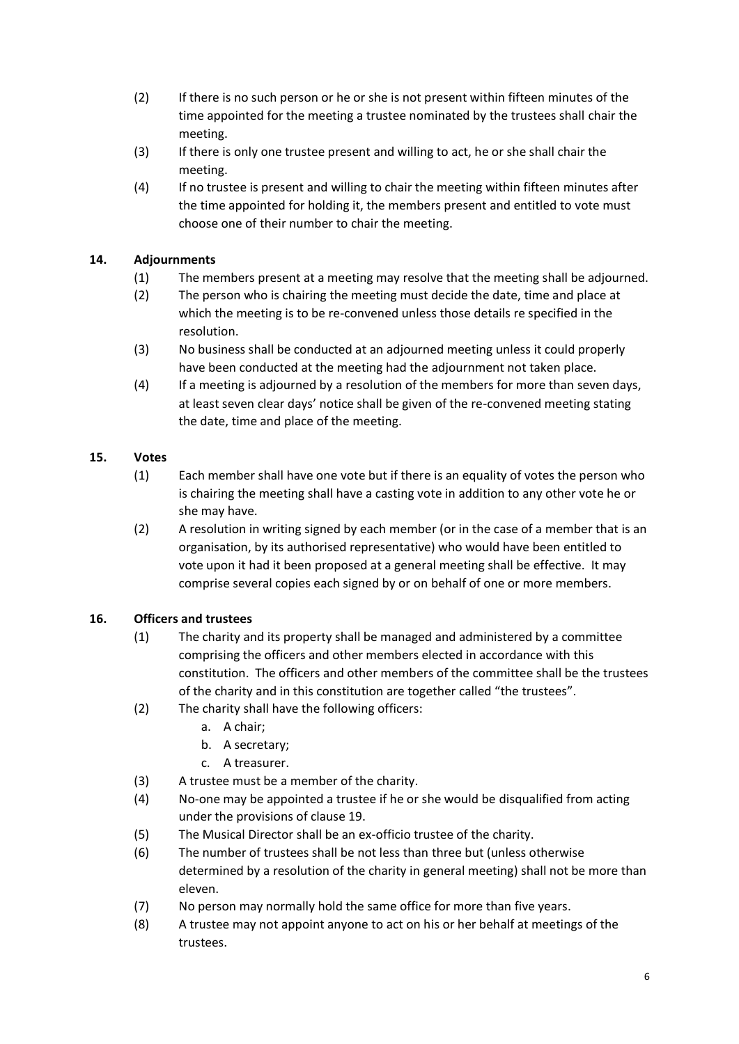(2) If there is no such person or he or she is not present within fifteen minutes of the time appointed for the meeting a trustee nominated by the trustees shall chair the meeting.

(3) If there is only one trustee present and willing to act, he or she shall chair the meeting.

(4) If no trustee is present and willing to chair the meeting within fifteen minutes after the time appointed for holding it, the members present and entitled to vote must choose one of their number to chair the meeting.

**14. Adjournments**

(1) The members present at a meeting may resolve that the meeting shall be adjourned.

(2) The person who is chairing the meeting must decide the date, time and place at which the meeting is to be re-convened unless those details re specified in the resolution.

(3) No business shall be conducted at an adjourned meeting unless it could properly have been conducted at the meeting had the adjournment not taken place.

(4) If a meeting is adjourned by a resolution of the members for more than seven days, at least seven clear days' notice shall be given of the re-convened meeting stating the date, time and place of the meeting.

**15. Votes**

(1) Each member shall have one vote but if there is an equality of votes the person who is chairing the meeting shall have a casting vote in addition to any other vote he or she may have.

(2) A resolution in writing signed by each member (or in the case of a member that is an organisation, by its authorised representative) who would have been entitled to vote upon it had it been proposed at a general meeting shall be effective. It may comprise several copies each signed by or on behalf of one or more members.

**16. Officers and trustees**

(1) The charity and its property shall be managed and administered by a committee comprising the officers and other members elected in accordance with this constitution. The officers and other members of the committee shall be the trustees of the charity and in this constitution are together called "the trustees".

(2) The charity shall have the following officers:
   a. A chair;
   b. A secretary;
   c. A treasurer.

(3) A trustee must be a member of the charity.

(4) No-one may be appointed a trustee if he or she would be disqualified from acting under the provisions of clause 19.

(5) The Musical Director shall be an ex-officio trustee of the charity.

(6) The number of trustees shall be not less than three but (unless otherwise determined by a resolution of the charity in general meeting) shall not be more than eleven.

(7) No person may normally hold the same office for more than five years.

(8) A trustee may not appoint anyone to act on his or her behalf at meetings of the trustees.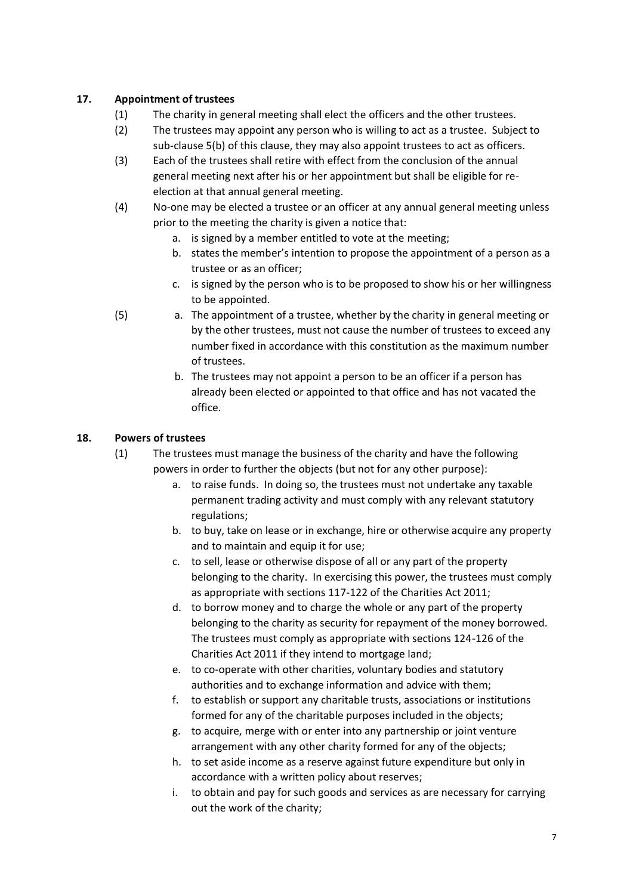## 17. Appointment of trustees

(1) The charity in general meeting shall elect the officers and the other trustees.

(2) The trustees may appoint any person who is willing to act as a trustee. Subject to sub-clause 5(b) of this clause, they may also appoint trustees to act as officers.

(3) Each of the trustees shall retire with effect from the conclusion of the annual general meeting next after his or her appointment but shall be eligible for re-election at that annual general meeting.

(4) No-one may be elected a trustee or an officer at any annual general meeting unless prior to the meeting the charity is given a notice that:

a. is signed by a member entitled to vote at the meeting;
b. states the member's intention to propose the appointment of a person as a trustee or as an officer;
c. is signed by the person who is to be proposed to show his or her willingness to be appointed.

(5)

a. The appointment of a trustee, whether by the charity in general meeting or by the other trustees, must not cause the number of trustees to exceed any number fixed in accordance with this constitution as the maximum number of trustees.
b. The trustees may not appoint a person to be an officer if a person has already been elected or appointed to that office and has not vacated the office.

## 18. Powers of trustees

(1) The trustees must manage the business of the charity and have the following powers in order to further the objects (but not for any other purpose):

a. to raise funds. In doing so, the trustees must not undertake any taxable permanent trading activity and must comply with any relevant statutory regulations;
b. to buy, take on lease or in exchange, hire or otherwise acquire any property and to maintain and equip it for use;
c. to sell, lease or otherwise dispose of all or any part of the property belonging to the charity. In exercising this power, the trustees must comply as appropriate with sections 117-122 of the Charities Act 2011;
d. to borrow money and to charge the whole or any part of the property belonging to the charity as security for repayment of the money borrowed. The trustees must comply as appropriate with sections 124-126 of the Charities Act 2011 if they intend to mortgage land;
e. to co-operate with other charities, voluntary bodies and statutory authorities and to exchange information and advice with them;
f. to establish or support any charitable trusts, associations or institutions formed for any of the charitable purposes included in the objects;
g. to acquire, merge with or enter into any partnership or joint venture arrangement with any other charity formed for any of the objects;
h. to set aside income as a reserve against future expenditure but only in accordance with a written policy about reserves;
i. to obtain and pay for such goods and services as are necessary for carrying out the work of the charity;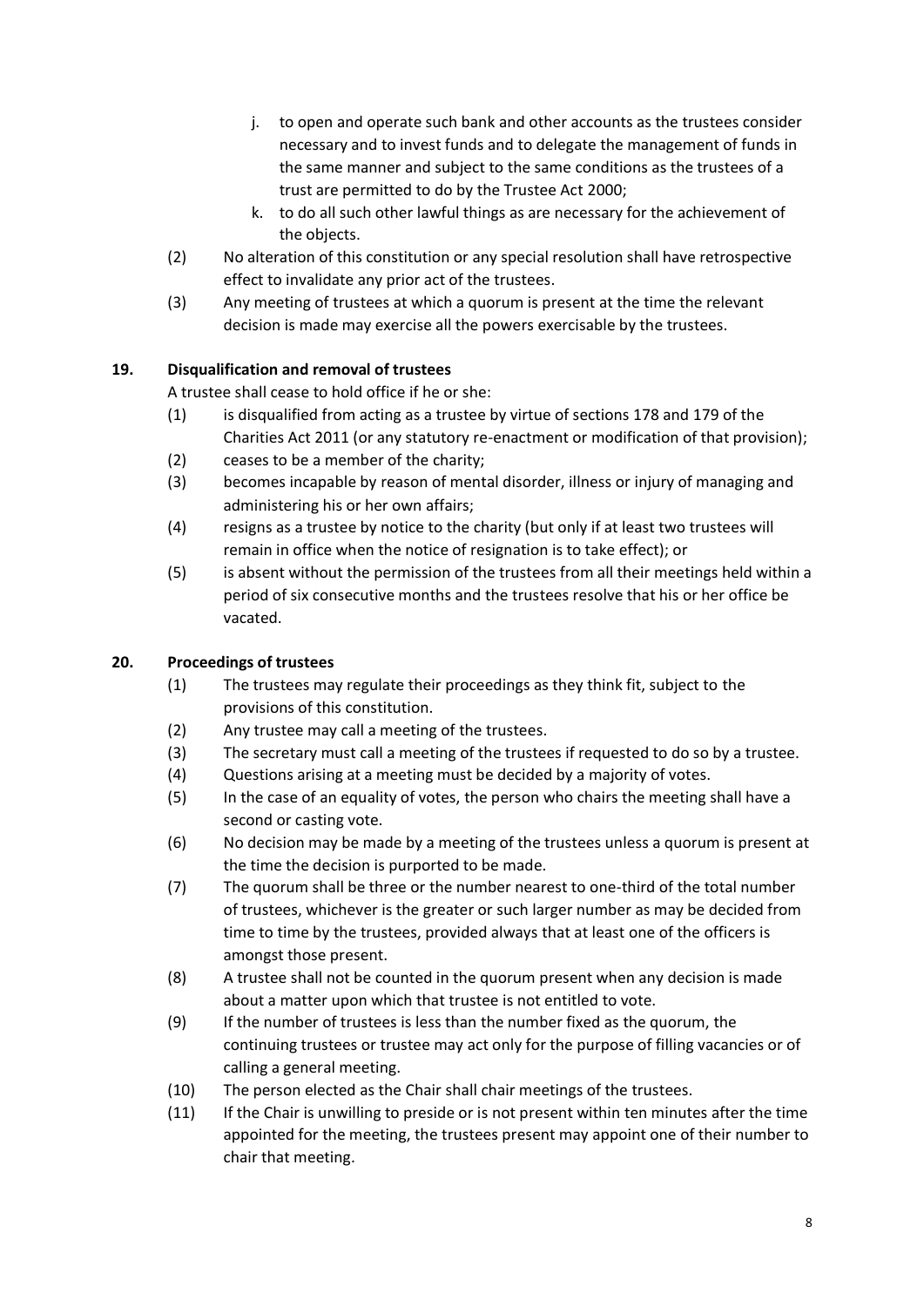j. to open and operate such bank and other accounts as the trustees consider necessary and to invest funds and to delegate the management of funds in the same manner and subject to the same conditions as the trustees of a trust are permitted to do by the Trustee Act 2000;
k. to do all such other lawful things as are necessary for the achievement of the objects.

(2) No alteration of this constitution or any special resolution shall have retrospective effect to invalidate any prior act of the trustees.

(3) Any meeting of trustees at which a quorum is present at the time the relevant decision is made may exercise all the powers exercisable by the trustees.

**19. Disqualification and removal of trustees**

A trustee shall cease to hold office if he or she:

(1) is disqualified from acting as a trustee by virtue of sections 178 and 179 of the Charities Act 2011 (or any statutory re-enactment or modification of that provision);

(2) ceases to be a member of the charity;

(3) becomes incapable by reason of mental disorder, illness or injury of managing and administering his or her own affairs;

(4) resigns as a trustee by notice to the charity (but only if at least two trustees will remain in office when the notice of resignation is to take effect); or

(5) is absent without the permission of the trustees from all their meetings held within a period of six consecutive months and the trustees resolve that his or her office be vacated.

**20. Proceedings of trustees**

(1) The trustees may regulate their proceedings as they think fit, subject to the provisions of this constitution.

(2) Any trustee may call a meeting of the trustees.

(3) The secretary must call a meeting of the trustees if requested to do so by a trustee.

(4) Questions arising at a meeting must be decided by a majority of votes.

(5) In the case of an equality of votes, the person who chairs the meeting shall have a second or casting vote.

(6) No decision may be made by a meeting of the trustees unless a quorum is present at the time the decision is purported to be made.

(7) The quorum shall be three or the number nearest to one-third of the total number of trustees, whichever is the greater or such larger number as may be decided from time to time by the trustees, provided always that at least one of the officers is amongst those present.

(8) A trustee shall not be counted in the quorum present when any decision is made about a matter upon which that trustee is not entitled to vote.

(9) If the number of trustees is less than the number fixed as the quorum, the continuing trustees or trustee may act only for the purpose of filling vacancies or of calling a general meeting.

(10) The person elected as the Chair shall chair meetings of the trustees.

(11) If the Chair is unwilling to preside or is not present within ten minutes after the time appointed for the meeting, the trustees present may appoint one of their number to chair that meeting.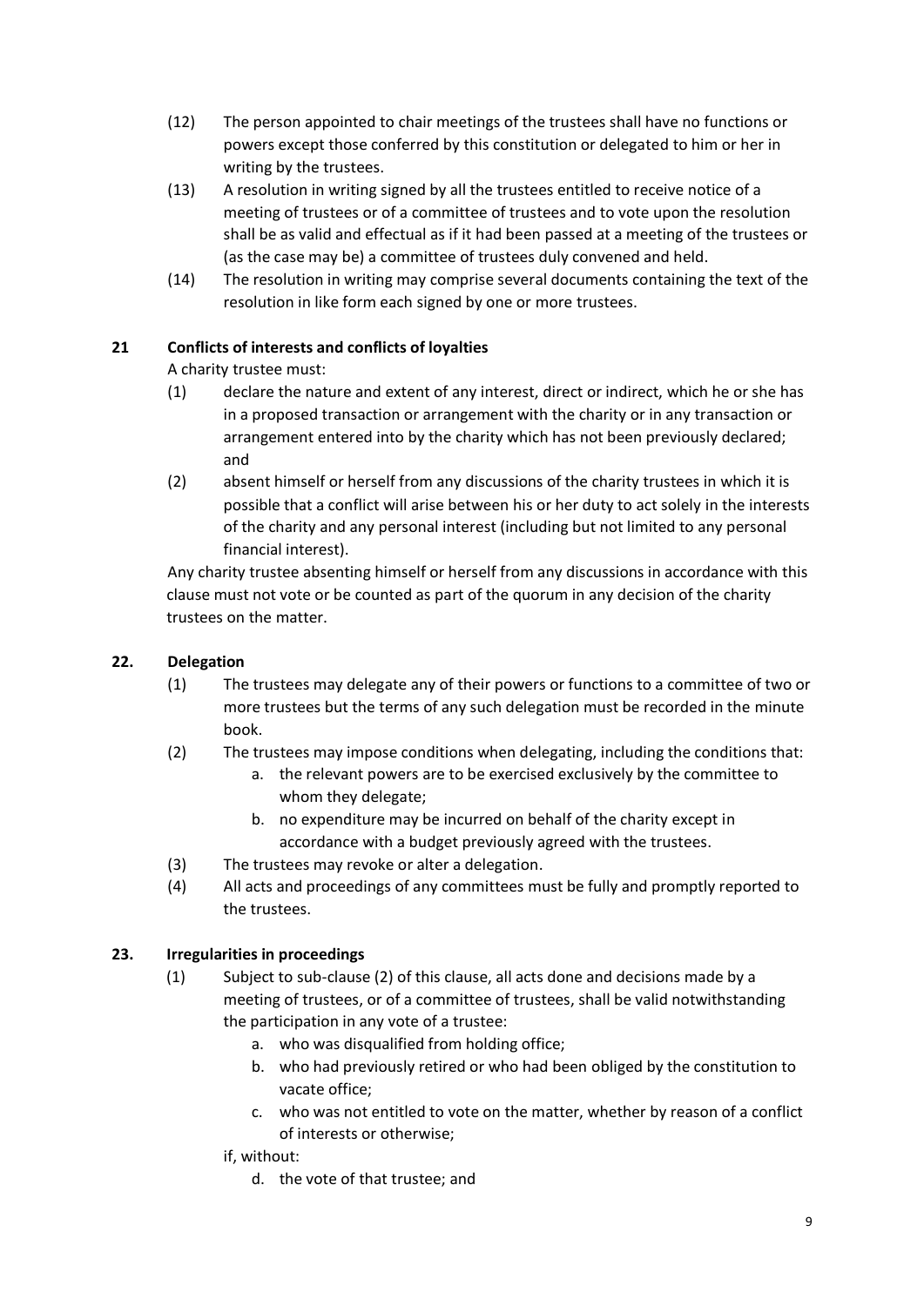(12) The person appointed to chair meetings of the trustees shall have no functions or powers except those conferred by this constitution or delegated to him or her in writing by the trustees.

(13) A resolution in writing signed by all the trustees entitled to receive notice of a meeting of trustees or of a committee of trustees and to vote upon the resolution shall be as valid and effectual as if it had been passed at a meeting of the trustees or (as the case may be) a committee of trustees duly convened and held.

(14) The resolution in writing may comprise several documents containing the text of the resolution in like form each signed by one or more trustees.

### 21 Conflicts of interests and conflicts of loyalties

A charity trustee must:

(1) declare the nature and extent of any interest, direct or indirect, which he or she has in a proposed transaction or arrangement with the charity or in any transaction or arrangement entered into by the charity which has not been previously declared; and

(2) absent himself or herself from any discussions of the charity trustees in which it is possible that a conflict will arise between his or her duty to act solely in the interests of the charity and any personal interest (including but not limited to any personal financial interest).

Any charity trustee absenting himself or herself from any discussions in accordance with this clause must not vote or be counted as part of the quorum in any decision of the charity trustees on the matter.

### 22. Delegation

(1) The trustees may delegate any of their powers or functions to a committee of two or more trustees but the terms of any such delegation must be recorded in the minute book.

(2) The trustees may impose conditions when delegating, including the conditions that:

a. the relevant powers are to be exercised exclusively by the committee to whom they delegate;

b. no expenditure may be incurred on behalf of the charity except in accordance with a budget previously agreed with the trustees.

(3) The trustees may revoke or alter a delegation.

(4) All acts and proceedings of any committees must be fully and promptly reported to the trustees.

### 23. Irregularities in proceedings

(1) Subject to sub-clause (2) of this clause, all acts done and decisions made by a meeting of trustees, or of a committee of trustees, shall be valid notwithstanding the participation in any vote of a trustee:

a. who was disqualified from holding office;

b. who had previously retired or who had been obliged by the constitution to vacate office;

c. who was not entitled to vote on the matter, whether by reason of a conflict of interests or otherwise;

if, without:

d. the vote of that trustee; and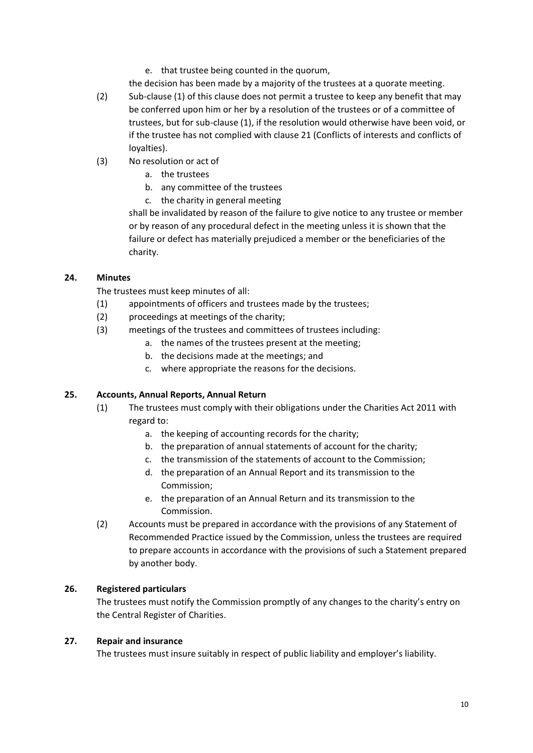e. that trustee being counted in the quorum,

the decision has been made by a majority of the trustees at a quorate meeting.

(2) Sub-clause (1) of this clause does not permit a trustee to keep any benefit that may be conferred upon him or her by a resolution of the trustees or of a committee of trustees, but for sub-clause (1), if the resolution would otherwise have been void, or if the trustee has not complied with clause 21 (Conflicts of interests and conflicts of loyalties).

(3) No resolution or act of

a. the trustees
b. any committee of the trustees
c. the charity in general meeting

shall be invalidated by reason of the failure to give notice to any trustee or member or by reason of any procedural defect in the meeting unless it is shown that the failure or defect has materially prejudiced a member or the beneficiaries of the charity.

**24. Minutes**

The trustees must keep minutes of all:

(1) appointments of officers and trustees made by the trustees;
(2) proceedings at meetings of the charity;
(3) meetings of the trustees and committees of trustees including:
  a. the names of the trustees present at the meeting;
  b. the decisions made at the meetings; and
  c. where appropriate the reasons for the decisions.

**25. Accounts, Annual Reports, Annual Return**

(1) The trustees must comply with their obligations under the Charities Act 2011 with regard to:

a. the keeping of accounting records for the charity;
b. the preparation of annual statements of account for the charity;
c. the transmission of the statements of account to the Commission;
d. the preparation of an Annual Report and its transmission to the Commission;
e. the preparation of an Annual Return and its transmission to the Commission.

(2) Accounts must be prepared in accordance with the provisions of any Statement of Recommended Practice issued by the Commission, unless the trustees are required to prepare accounts in accordance with the provisions of such a Statement prepared by another body.

**26. Registered particulars**

The trustees must notify the Commission promptly of any changes to the charity's entry on the Central Register of Charities.

**27. Repair and insurance**

The trustees must insure suitably in respect of public liability and employer's liability.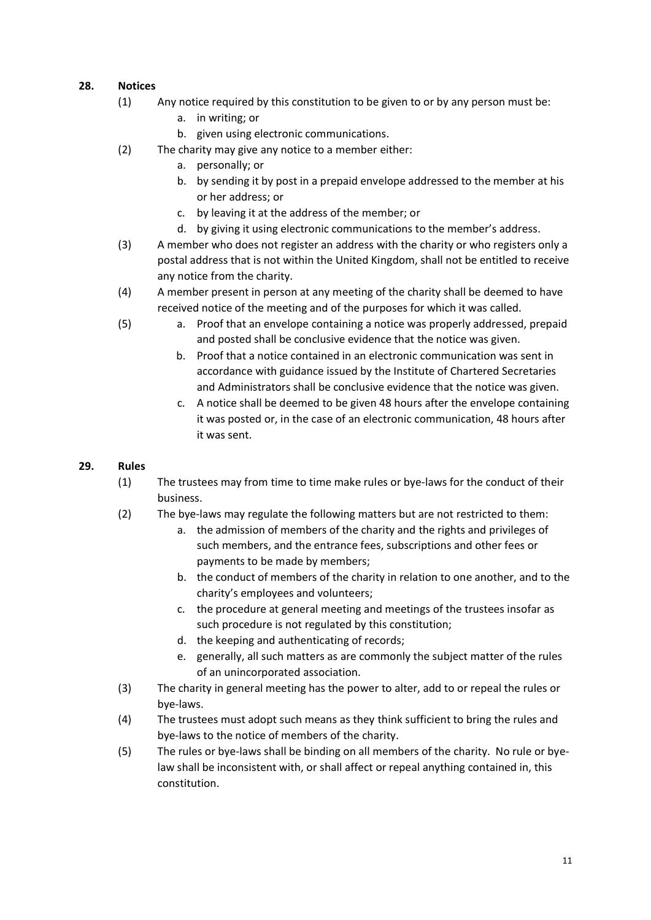## 28. Notices

(1) Any notice required by this constitution to be given to or by any person must be:

a. in writing; or
b. given using electronic communications.

(2) The charity may give any notice to a member either:

a. personally; or
b. by sending it by post in a prepaid envelope addressed to the member at his or her address; or
c. by leaving it at the address of the member; or
d. by giving it using electronic communications to the member's address.

(3) A member who does not register an address with the charity or who registers only a postal address that is not within the United Kingdom, shall not be entitled to receive any notice from the charity.

(4) A member present in person at any meeting of the charity shall be deemed to have received notice of the meeting and of the purposes for which it was called.

(5)

a. Proof that an envelope containing a notice was properly addressed, prepaid and posted shall be conclusive evidence that the notice was given.
b. Proof that a notice contained in an electronic communication was sent in accordance with guidance issued by the Institute of Chartered Secretaries and Administrators shall be conclusive evidence that the notice was given.
c. A notice shall be deemed to be given 48 hours after the envelope containing it was posted or, in the case of an electronic communication, 48 hours after it was sent.

## 29. Rules

(1) The trustees may from time to time make rules or bye-laws for the conduct of their business.

(2) The bye-laws may regulate the following matters but are not restricted to them:

a. the admission of members of the charity and the rights and privileges of such members, and the entrance fees, subscriptions and other fees or payments to be made by members;
b. the conduct of members of the charity in relation to one another, and to the charity's employees and volunteers;
c. the procedure at general meeting and meetings of the trustees insofar as such procedure is not regulated by this constitution;
d. the keeping and authenticating of records;
e. generally, all such matters as are commonly the subject matter of the rules of an unincorporated association.

(3) The charity in general meeting has the power to alter, add to or repeal the rules or bye-laws.

(4) The trustees must adopt such means as they think sufficient to bring the rules and bye-laws to the notice of members of the charity.

(5) The rules or bye-laws shall be binding on all members of the charity. No rule or bye-law shall be inconsistent with, or shall affect or repeal anything contained in, this constitution.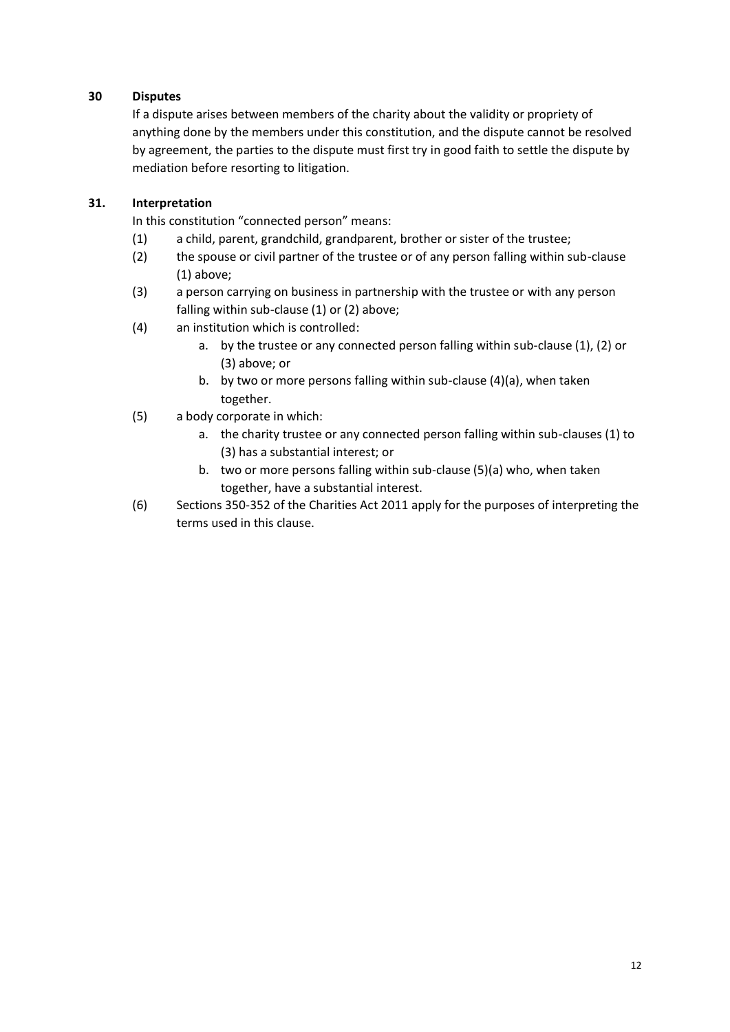### 30 Disputes

If a dispute arises between members of the charity about the validity or propriety of anything done by the members under this constitution, and the dispute cannot be resolved by agreement, the parties to the dispute must first try in good faith to settle the dispute by mediation before resorting to litigation.

### 31. Interpretation

In this constitution "connected person" means:

(1) a child, parent, grandchild, grandparent, brother or sister of the trustee;

(2) the spouse or civil partner of the trustee or of any person falling within sub-clause (1) above;

(3) a person carrying on business in partnership with the trustee or with any person falling within sub-clause (1) or (2) above;

(4) an institution which is controlled:

   a. by the trustee or any connected person falling within sub-clause (1), (2) or (3) above; or
   
   b. by two or more persons falling within sub-clause (4)(a), when taken together.

(5) a body corporate in which:

   a. the charity trustee or any connected person falling within sub-clauses (1) to (3) has a substantial interest; or
   
   b. two or more persons falling within sub-clause (5)(a) who, when taken together, have a substantial interest.

(6) Sections 350-352 of the Charities Act 2011 apply for the purposes of interpreting the terms used in this clause.